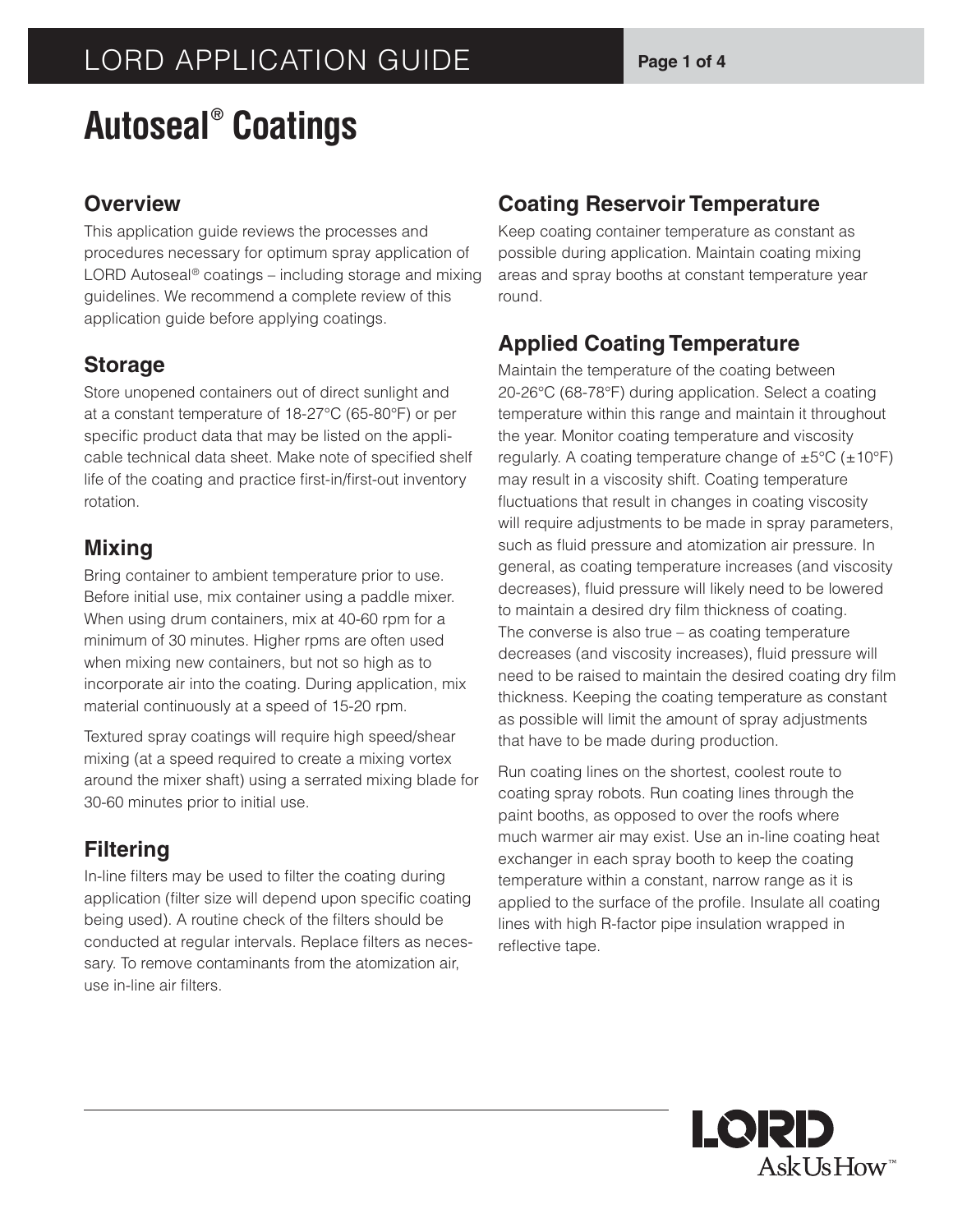# Autoseal® Coatings

## Overview

This application guide reviews the processes and procedures necessary for optimum spray application of LORD Autoseal® coatings – including storage and mixing guidelines. We recommend a complete review of this application guide before applying coatings.

## Storage

Store unopened containers out of direct sunlight and at a constant temperature of 18-27°C (65-80°F) or per specific product data that may be listed on the applicable technical data sheet. Make note of specified shelf life of the coating and practice first-in/first-out inventory rotation.

## Mixing

Bring container to ambient temperature prior to use. Before initial use, mix container using a paddle mixer. When using drum containers, mix at 40-60 rpm for a minimum of 30 minutes. Higher rpms are often used when mixing new containers, but not so high as to incorporate air into the coating. During application, mix material continuously at a speed of 15-20 rpm.

Textured spray coatings will require high speed/shear mixing (at a speed required to create a mixing vortex around the mixer shaft) using a serrated mixing blade for 30-60 minutes prior to initial use.

## Filtering

In-line filters may be used to filter the coating during application (filter size will depend upon specific coating being used). A routine check of the filters should be conducted at regular intervals. Replace filters as necessary. To remove contaminants from the atomization air, use in-line air filters.

## Coating Reservoir Temperature

Keep coating container temperature as constant as possible during application. Maintain coating mixing areas and spray booths at constant temperature year round.

## Applied Coating Temperature

Maintain the temperature of the coating between 20-26°C (68-78°F) during application. Select a coating temperature within this range and maintain it throughout the year. Monitor coating temperature and viscosity regularly. A coating temperature change of ±5°C (±10°F) may result in a viscosity shift. Coating temperature fluctuations that result in changes in coating viscosity will require adjustments to be made in spray parameters, such as fluid pressure and atomization air pressure. In general, as coating temperature increases (and viscosity decreases), fluid pressure will likely need to be lowered to maintain a desired dry film thickness of coating. The converse is also true – as coating temperature decreases (and viscosity increases), fluid pressure will need to be raised to maintain the desired coating dry film thickness. Keeping the coating temperature as constant as possible will limit the amount of spray adjustments that have to be made during production.

Run coating lines on the shortest, coolest route to coating spray robots. Run coating lines through the paint booths, as opposed to over the roofs where much warmer air may exist. Use an in-line coating heat exchanger in each spray booth to keep the coating temperature within a constant, narrow range as it is applied to the surface of the profile. Insulate all coating lines with high R-factor pipe insulation wrapped in reflective tape.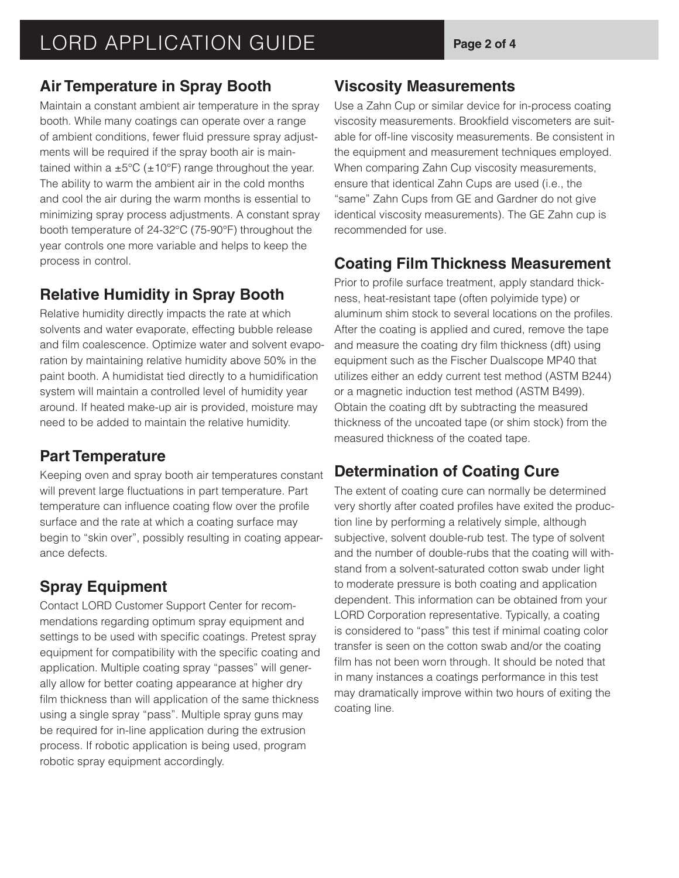## Air Temperature in Spray Booth

Maintain a constant ambient air temperature in the spray booth. While many coatings can operate over a range of ambient conditions, fewer fluid pressure spray adjustments will be required if the spray booth air is maintained within a ±5°C (±10°F) range throughout the year. The ability to warm the ambient air in the cold months and cool the air during the warm months is essential to minimizing spray process adjustments. A constant spray booth temperature of 24-32°C (75-90°F) throughout the year controls one more variable and helps to keep the process in control.

## Relative Humidity in Spray Booth

Relative humidity directly impacts the rate at which solvents and water evaporate, effecting bubble release and film coalescence. Optimize water and solvent evaporation by maintaining relative humidity above 50% in the paint booth. A humidistat tied directly to a humidification system will maintain a controlled level of humidity year around. If heated make-up air is provided, moisture may need to be added to maintain the relative humidity.

## Part Temperature

Keeping oven and spray booth air temperatures constant will prevent large fluctuations in part temperature. Part temperature can influence coating flow over the profile surface and the rate at which a coating surface may begin to "skin over", possibly resulting in coating appearance defects.

## Spray Equipment

Contact LORD Customer Support Center for recommendations regarding optimum spray equipment and settings to be used with specific coatings. Pretest spray equipment for compatibility with the specific coating and application. Multiple coating spray "passes" will generally allow for better coating appearance at higher dry film thickness than will application of the same thickness using a single spray "pass". Multiple spray guns may be required for in-line application during the extrusion process. If robotic application is being used, program robotic spray equipment accordingly.

## Viscosity Measurements

Use a Zahn Cup or similar device for in-process coating viscosity measurements. Brookfield viscometers are suitable for off-line viscosity measurements. Be consistent in the equipment and measurement techniques employed. When comparing Zahn Cup viscosity measurements, ensure that identical Zahn Cups are used (i.e., the "same" Zahn Cups from GE and Gardner do not give identical viscosity measurements). The GE Zahn cup is recommended for use.

## Coating Film Thickness Measurement

Prior to profile surface treatment, apply standard thickness, heat-resistant tape (often polyimide type) or aluminum shim stock to several locations on the profiles. After the coating is applied and cured, remove the tape and measure the coating dry film thickness (dft) using equipment such as the Fischer Dualscope MP40 that utilizes either an eddy current test method (ASTM B244) or a magnetic induction test method (ASTM B499). Obtain the coating dft by subtracting the measured thickness of the uncoated tape (or shim stock) from the measured thickness of the coated tape.

## Determination of Coating Cure

The extent of coating cure can normally be determined very shortly after coated profiles have exited the production line by performing a relatively simple, although subjective, solvent double-rub test. The type of solvent and the number of double-rubs that the coating will withstand from a solvent-saturated cotton swab under light to moderate pressure is both coating and application dependent. This information can be obtained from your LORD Corporation representative. Typically, a coating is considered to "pass" this test if minimal coating color transfer is seen on the cotton swab and/or the coating film has not been worn through. It should be noted that in many instances a coatings performance in this test may dramatically improve within two hours of exiting the coating line.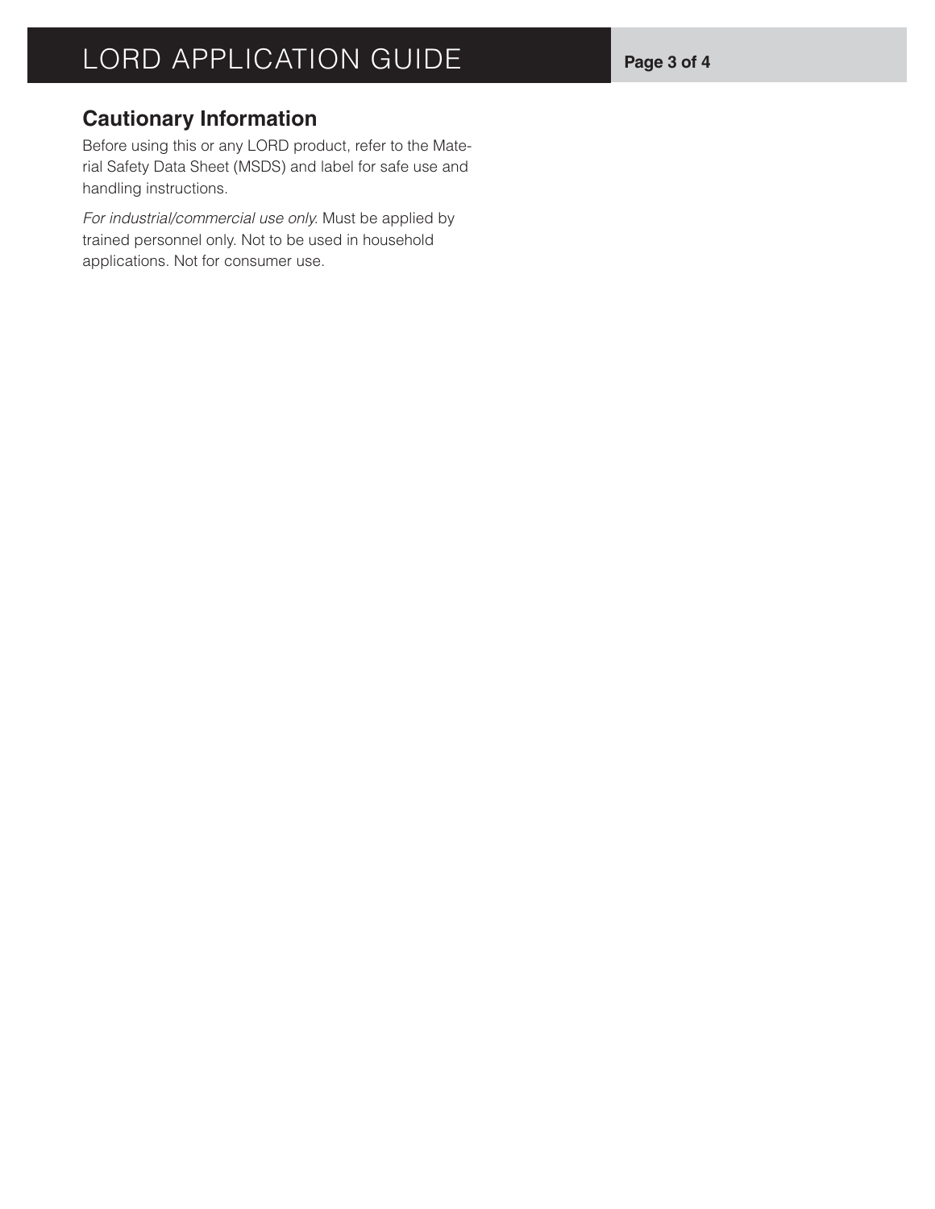## Cautionary Information

Before using this or any LORD product, refer to the Material Safety Data Sheet (MSDS) and label for safe use and handling instructions.

*For industrial/commercial use only.* Must be applied by trained personnel only. Not to be used in household applications. Not for consumer use.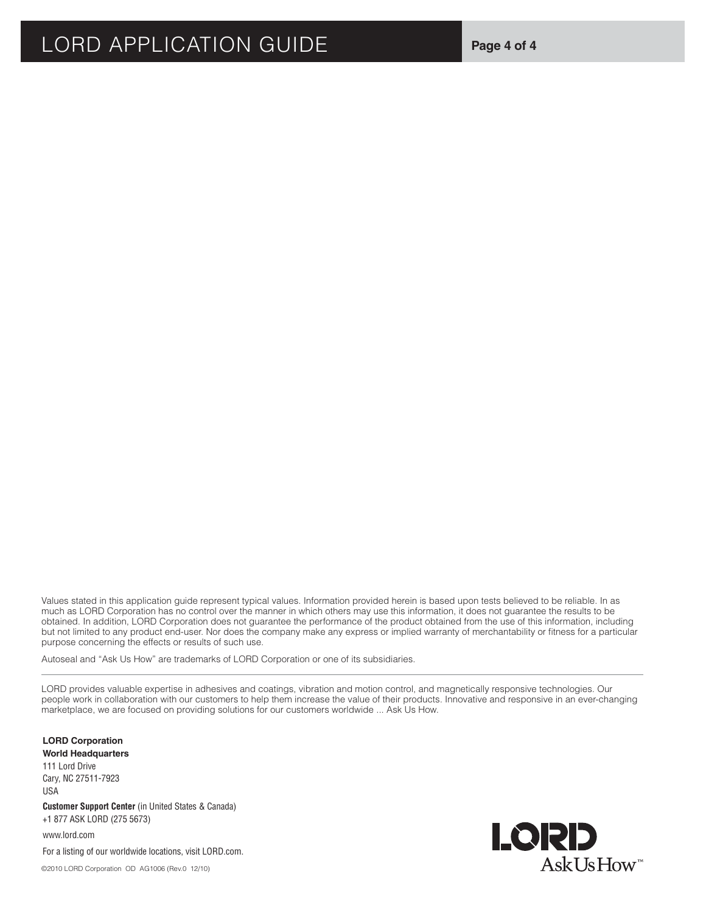Values stated in this application guide represent typical values. Information provided herein is based upon tests believed to be reliable. In as much as LORD Corporation has no control over the manner in which others may use this information, it does not guarantee the results to be obtained. In addition, LORD Corporation does not guarantee the performance of the product obtained from the use of this information, including but not limited to any product end-user. Nor does the company make any express or implied warranty of merchantability or fitness for a particular purpose concerning the effects or results of such use.

Autoseal and "Ask Us How" are trademarks of LORD Corporation or one of its subsidiaries.

---

LORD provides valuable expertise in adhesives and coatings, vibration and motion control, and magnetically responsive technologies. Our people work in collaboration with our customers to help them increase the value of their products. Innovative and responsive in an ever-changing marketplace, we are focused on providing solutions for our customers worldwide ... Ask Us How.

**LORD Corporation**
**World Headquarters**
111 Lord Drive
Cary, NC 27511-7923
USA

**Customer Support Center** (in United States & Canada)
+1 877 ASK LORD (275 5673)

www.lord.com

For a listing of our worldwide locations, visit LORD.com.

©2010 LORD Corporation OD AG1006 (Rev.0 12/10)

LORD
Ask Us How™